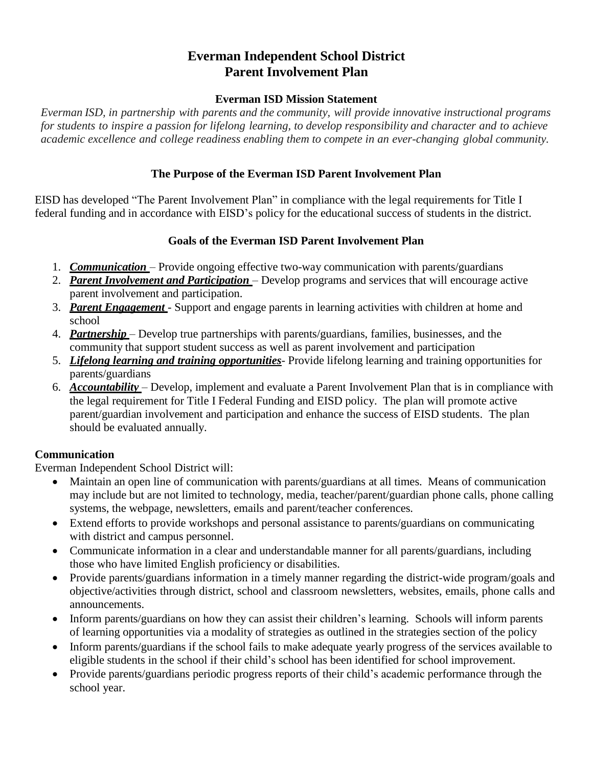# Everman Independent School District
# Parent Involvement Plan

### Everman ISD Mission Statement

*Everman ISD, in partnership with parents and the community, will provide innovative instructional programs for students to inspire a passion for lifelong learning, to develop responsibility and character and to achieve academic excellence and college readiness enabling them to compete in an ever-changing global community.*

### The Purpose of the Everman ISD Parent Involvement Plan

EISD has developed "The Parent Involvement Plan" in compliance with the legal requirements for Title I federal funding and in accordance with EISD's policy for the educational success of students in the district.

### Goals of the Everman ISD Parent Involvement Plan

1. ***Communication*** – Provide ongoing effective two-way communication with parents/guardians
2. ***Parent Involvement and Participation*** – Develop programs and services that will encourage active parent involvement and participation.
3. ***Parent Engagement*** - Support and engage parents in learning activities with children at home and school
4. ***Partnership*** – Develop true partnerships with parents/guardians, families, businesses, and the community that support student success as well as parent involvement and participation
5. ***Lifelong learning and training opportunities***- Provide lifelong learning and training opportunities for parents/guardians
6. ***Accountability*** – Develop, implement and evaluate a Parent Involvement Plan that is in compliance with the legal requirement for Title I Federal Funding and EISD policy. The plan will promote active parent/guardian involvement and participation and enhance the success of EISD students. The plan should be evaluated annually.

**Communication**

Everman Independent School District will:

- Maintain an open line of communication with parents/guardians at all times. Means of communication may include but are not limited to technology, media, teacher/parent/guardian phone calls, phone calling systems, the webpage, newsletters, emails and parent/teacher conferences.
- Extend efforts to provide workshops and personal assistance to parents/guardians on communicating with district and campus personnel.
- Communicate information in a clear and understandable manner for all parents/guardians, including those who have limited English proficiency or disabilities.
- Provide parents/guardians information in a timely manner regarding the district-wide program/goals and objective/activities through district, school and classroom newsletters, websites, emails, phone calls and announcements.
- Inform parents/guardians on how they can assist their children's learning. Schools will inform parents of learning opportunities via a modality of strategies as outlined in the strategies section of the policy
- Inform parents/guardians if the school fails to make adequate yearly progress of the services available to eligible students in the school if their child's school has been identified for school improvement.
- Provide parents/guardians periodic progress reports of their child's academic performance through the school year.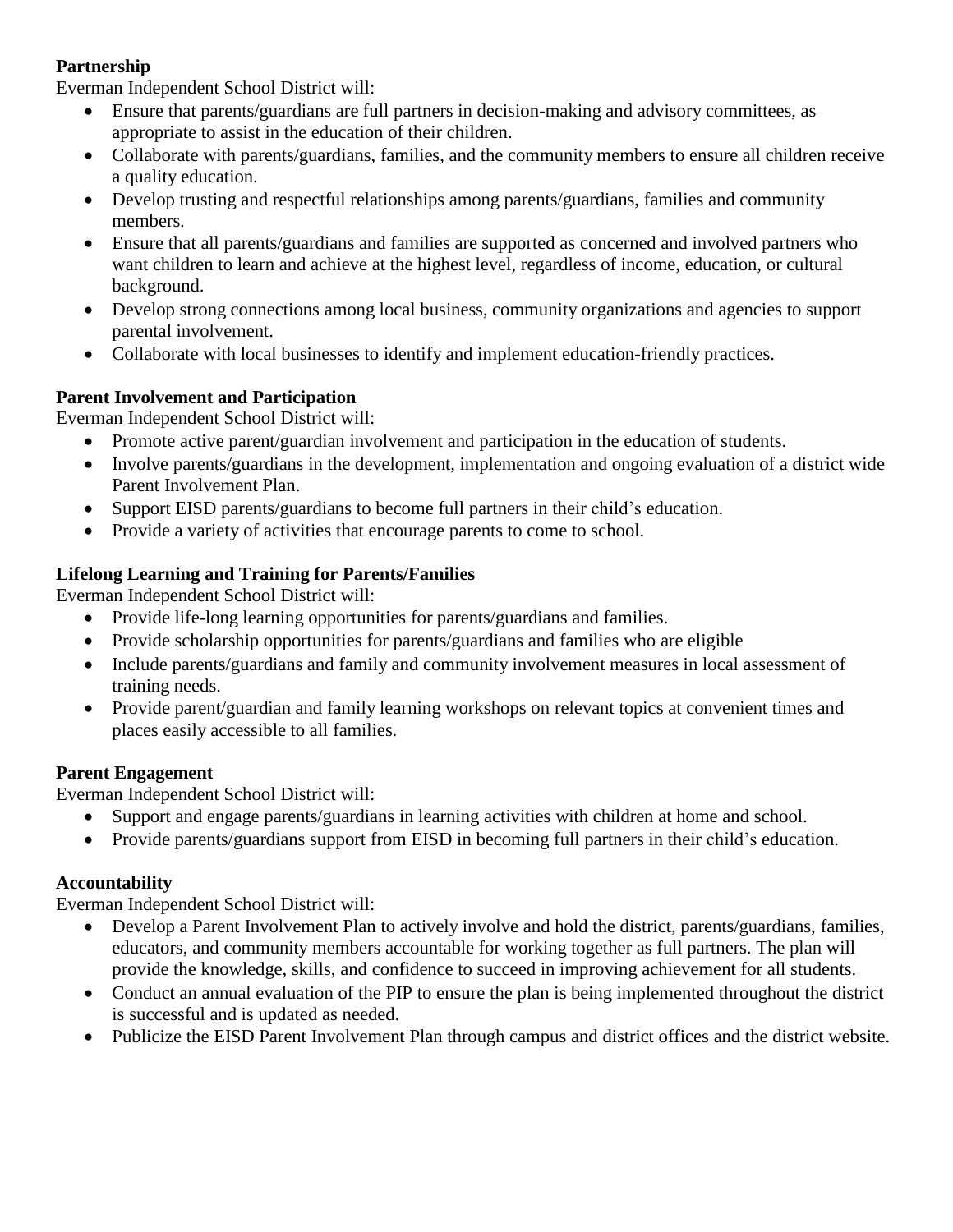**Partnership**

Everman Independent School District will:

- Ensure that parents/guardians are full partners in decision-making and advisory committees, as appropriate to assist in the education of their children.
- Collaborate with parents/guardians, families, and the community members to ensure all children receive a quality education.
- Develop trusting and respectful relationships among parents/guardians, families and community members.
- Ensure that all parents/guardians and families are supported as concerned and involved partners who want children to learn and achieve at the highest level, regardless of income, education, or cultural background.
- Develop strong connections among local business, community organizations and agencies to support parental involvement.
- Collaborate with local businesses to identify and implement education-friendly practices.

**Parent Involvement and Participation**

Everman Independent School District will:

- Promote active parent/guardian involvement and participation in the education of students.
- Involve parents/guardians in the development, implementation and ongoing evaluation of a district wide Parent Involvement Plan.
- Support EISD parents/guardians to become full partners in their child's education.
- Provide a variety of activities that encourage parents to come to school.

**Lifelong Learning and Training for Parents/Families**

Everman Independent School District will:

- Provide life-long learning opportunities for parents/guardians and families.
- Provide scholarship opportunities for parents/guardians and families who are eligible
- Include parents/guardians and family and community involvement measures in local assessment of training needs.
- Provide parent/guardian and family learning workshops on relevant topics at convenient times and places easily accessible to all families.

**Parent Engagement**

Everman Independent School District will:

- Support and engage parents/guardians in learning activities with children at home and school.
- Provide parents/guardians support from EISD in becoming full partners in their child's education.

**Accountability**

Everman Independent School District will:

- Develop a Parent Involvement Plan to actively involve and hold the district, parents/guardians, families, educators, and community members accountable for working together as full partners. The plan will provide the knowledge, skills, and confidence to succeed in improving achievement for all students.
- Conduct an annual evaluation of the PIP to ensure the plan is being implemented throughout the district is successful and is updated as needed.
- Publicize the EISD Parent Involvement Plan through campus and district offices and the district website.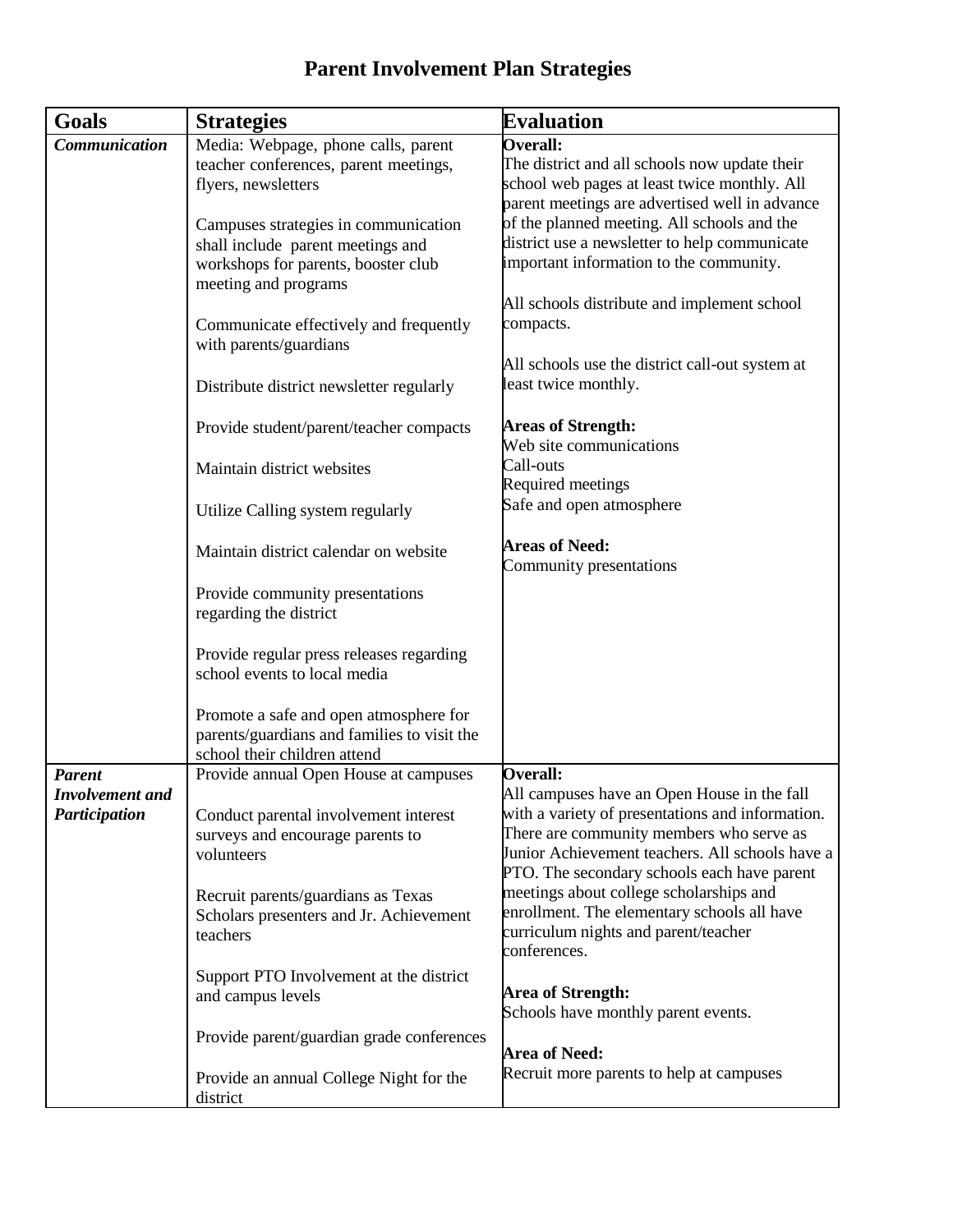# Parent Involvement Plan Strategies

| Goals | Strategies | Evaluation |
| --- | --- | --- |
| ***Communication*** | Media: Webpage, phone calls, parent teacher conferences, parent meetings, flyers, newsletters<br><br>Campuses strategies in communication shall include parent meetings and workshops for parents, booster club meeting and programs<br><br>Communicate effectively and frequently with parents/guardians<br><br>Distribute district newsletter regularly<br><br>Provide student/parent/teacher compacts<br><br>Maintain district websites<br><br>Utilize Calling system regularly<br><br>Maintain district calendar on website<br><br>Provide community presentations regarding the district<br><br>Provide regular press releases regarding school events to local media<br><br>Promote a safe and open atmosphere for parents/guardians and families to visit the school their children attend | **Overall:**<br>The district and all schools now update their school web pages at least twice monthly. All parent meetings are advertised well in advance of the planned meeting. All schools and the district use a newsletter to help communicate important information to the community.<br><br>All schools distribute and implement school compacts.<br><br>All schools use the district call-out system at least twice monthly.<br><br>**Areas of Strength:**<br>Web site communications<br>Call-outs<br>Required meetings<br>Safe and open atmosphere<br><br>**Areas of Need:**<br>Community presentations |
| ***Parent Involvement and Participation*** | Provide annual Open House at campuses<br><br>Conduct parental involvement interest surveys and encourage parents to volunteers<br><br>Recruit parents/guardians as Texas Scholars presenters and Jr. Achievement teachers<br><br>Support PTO Involvement at the district and campus levels<br><br>Provide parent/guardian grade conferences<br><br>Provide an annual College Night for the district | **Overall:**<br>All campuses have an Open House in the fall with a variety of presentations and information. There are community members who serve as Junior Achievement teachers. All schools have a PTO. The secondary schools each have parent meetings about college scholarships and enrollment. The elementary schools all have curriculum nights and parent/teacher conferences.<br><br>**Area of Strength:**<br>Schools have monthly parent events.<br><br>**Area of Need:**<br>Recruit more parents to help at campuses |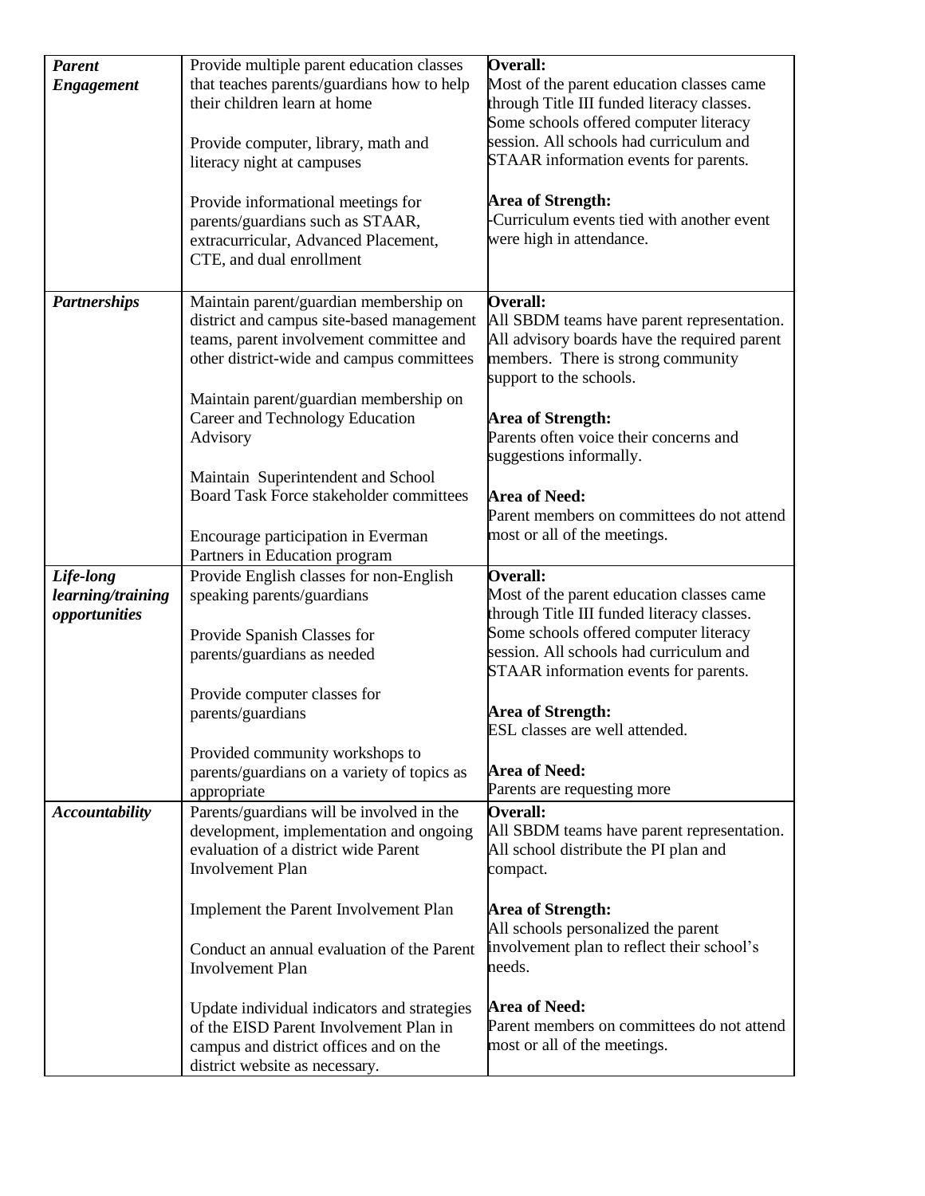| | | |
|---|---|---|
| ***Parent Engagement*** | Provide multiple parent education classes that teaches parents/guardians how to help their children learn at home<br><br>Provide computer, library, math and literacy night at campuses<br><br>Provide informational meetings for parents/guardians such as STAAR, extracurricular, Advanced Placement, CTE, and dual enrollment | **Overall:**<br>Most of the parent education classes came through Title III funded literacy classes. Some schools offered computer literacy session. All schools had curriculum and STAAR information events for parents.<br><br>**Area of Strength:**<br>-Curriculum events tied with another event were high in attendance. |
| ***Partnerships*** | Maintain parent/guardian membership on district and campus site-based management teams, parent involvement committee and other district-wide and campus committees<br><br>Maintain parent/guardian membership on Career and Technology Education Advisory<br><br>Maintain Superintendent and School Board Task Force stakeholder committees<br><br>Encourage participation in Everman Partners in Education program | **Overall:**<br>All SBDM teams have parent representation. All advisory boards have the required parent members. There is strong community support to the schools.<br><br>**Area of Strength:**<br>Parents often voice their concerns and suggestions informally.<br><br>**Area of Need:**<br>Parent members on committees do not attend most or all of the meetings. |
| ***Life-long learning/training opportunities*** | Provide English classes for non-English speaking parents/guardians<br><br>Provide Spanish Classes for parents/guardians as needed<br><br>Provide computer classes for parents/guardians<br><br>Provided community workshops to parents/guardians on a variety of topics as appropriate | **Overall:**<br>Most of the parent education classes came through Title III funded literacy classes. Some schools offered computer literacy session. All schools had curriculum and STAAR information events for parents.<br><br>**Area of Strength:**<br>ESL classes are well attended.<br><br>**Area of Need:**<br>Parents are requesting more |
| ***Accountability*** | Parents/guardians will be involved in the development, implementation and ongoing evaluation of a district wide Parent Involvement Plan<br><br>Implement the Parent Involvement Plan<br><br>Conduct an annual evaluation of the Parent Involvement Plan<br><br>Update individual indicators and strategies of the EISD Parent Involvement Plan in campus and district offices and on the district website as necessary. | **Overall:**<br>All SBDM teams have parent representation. All school distribute the PI plan and compact.<br><br>**Area of Strength:**<br>All schools personalized the parent involvement plan to reflect their school's needs.<br><br>**Area of Need:**<br>Parent members on committees do not attend most or all of the meetings. |